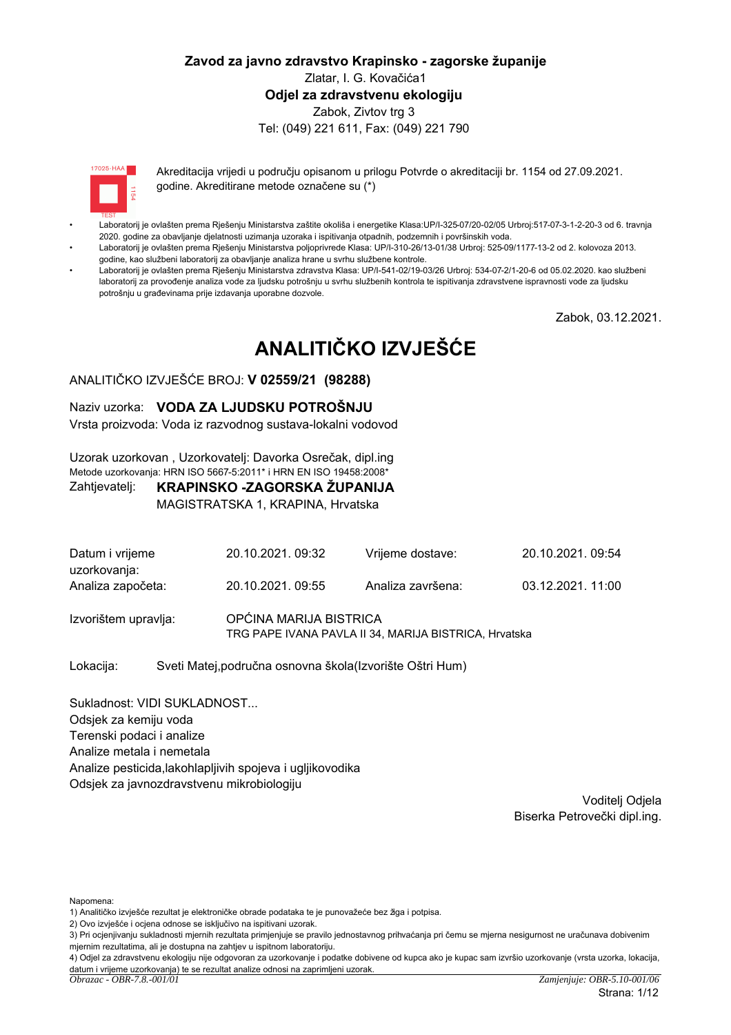**Zavod za javno zdravstvo Krapinsko - zagorske županije**

Zlatar, I. G. Kovačića1

**Odjel za zdravstvenu ekologiju**

Zabok, Zivtov trg 3

Tel: (049) 221 611, Fax: (049) 221 790

Akreditacija vrijedi u području opisanom u prilogu Potvrde o akreditaciji br. 1154 od 27.09.2021. godine. Akreditirane metode označene su (*)

- Laboratorij je ovlašten prema Rješenju Ministarstva zaštite okoliša i energetike Klasa:UP/I-325-07/20-02/05 Urbroj:517-07-3-1-2-20-3 od 6. travnja 2020. godine za obavljanje djelatnosti uzimanja uzoraka i ispitivanja otpadnih, podzemnih i površinskih voda.
- Laboratorij je ovlašten prema Rješenju Ministarstva poljoprivrede Klasa: UP/I-310-26/13-01/38 Urbroj: 525-09/1177-13-2 od 2. kolovoza 2013. godine, kao službeni laboratorij za obavljanje analiza hrane u svrhu službene kontrole.
- Laboratorij je ovlašten prema Rješenju Ministarstva zdravstva Klasa: UP/I-541-02/19-03/26 Urbroj: 534-07-2/1-20-6 od 05.02.2020. kao službeni laboratorij za provođenje analiza vode za ljudsku potrošnju u svrhu službenih kontrola te ispitivanja zdravstvene ispravnosti vode za ljudsku potrošnju u građevinama prije izdavanja uporabne dozvole.

Zabok, 03.12.2021.

# ANALITIČKO IZVJEŠĆE

ANALITIČKO IZVJEŠĆE BROJ: **V 02559/21 (98288)**

Naziv uzorka: **VODA ZA LJUDSKU POTROŠNJU**

Vrsta proizvoda: Voda iz razvodnog sustava-lokalni vodovod

Uzorak uzorkovan , Uzorkovatelj: Davorka Osrečak, dipl.ing

Metode uzorkovanja: HRN ISO 5667-5:2011* i HRN EN ISO 19458:2008*

Zahtjevatelj: **KRAPINSKO -ZAGORSKA ŽUPANIJA**

MAGISTRATSKA 1, KRAPINA, Hrvatska

| | | | |
|---|---|---|---|
| Datum i vrijeme uzorkovanja: | 20.10.2021. 09:32 | Vrijeme dostave: | 20.10.2021. 09:54 |
| Analiza započeta: | 20.10.2021. 09:55 | Analiza završena: | 03.12.2021. 11:00 |

Izvorištem upravlja: OPĆINA MARIJA BISTRICA
TRG PAPE IVANA PAVLA II 34, MARIJA BISTRICA, Hrvatska

Lokacija: Sveti Matej,područna osnovna škola(Izvorište Oštri Hum)

Sukladnost: VIDI SUKLADNOST...

Odsjek za kemiju voda

Terenski podaci i analize

Analize metala i nemetala

Analize pesticida,lakohlapljivih spojeva i ugljikovodika

Odsjek za javnozdravstvenu mikrobiologiju

Voditelj Odjela

Biserka Petrovečki dipl.ing.

Napomena:

1) Analitičko izvješće rezultat je elektroničke obrade podataka te je punovažeće bez žiga i potpisa.

2) Ovo izvješće i ocjena odnose se isključivo na ispitivani uzorak.

3) Pri ocjenjivanju sukladnosti mjernih rezultata primjenjuje se pravilo jednostavnog prihvaćanja pri čemu se mjerna nesigurnost ne uračunava dobivenim mjernim rezultatima, ali je dostupna na zahtjev u ispitnom laboratoriju.

4) Odjel za zdravstvenu ekologiju nije odgovoran za uzorkovanje i podatke dobivene od kupca ako je kupac sam izvršio uzorkovanje (vrsta uzorka, lokacija, datum i vrijeme uzorkovanja) te se rezultat analize odnosi na zaprimljeni uzorak.

*Obrazac - OBR-7.8.-001/01* | *Zamjenjuje: OBR-5.10-001/06*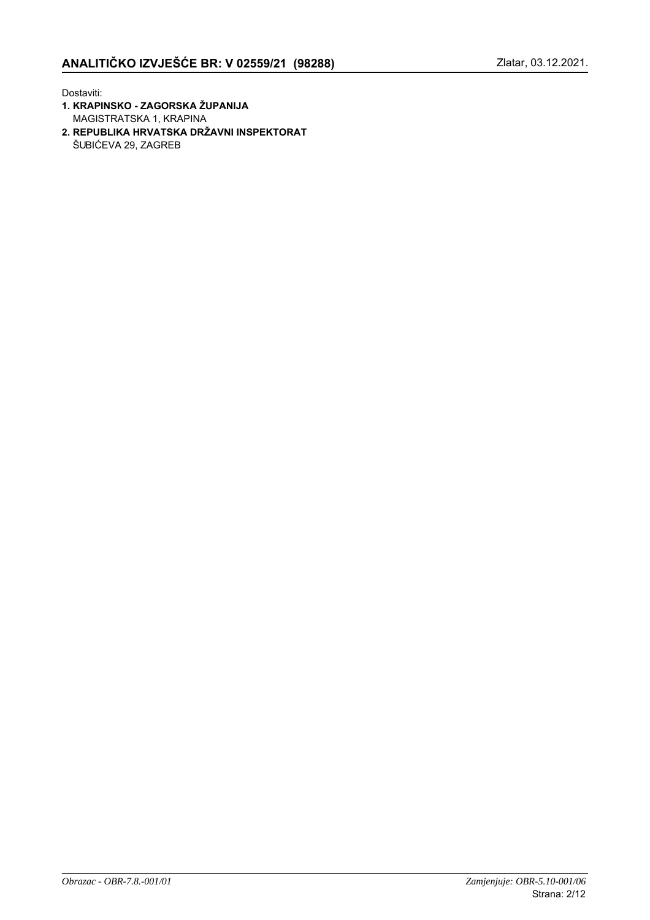## ANALITIČKO IZVJEŠĆE BR: V 02559/21 (98288)

Zlatar, 03.12.2021.

Dostaviti:

1. **KRAPINSKO - ZAGORSKA ŽUPANIJA**
   MAGISTRATSKA 1, KRAPINA
2. **REPUBLIKA HRVATSKA DRŽAVNI INSPEKTORAT**
   ŠUBIĆEVA 29, ZAGREB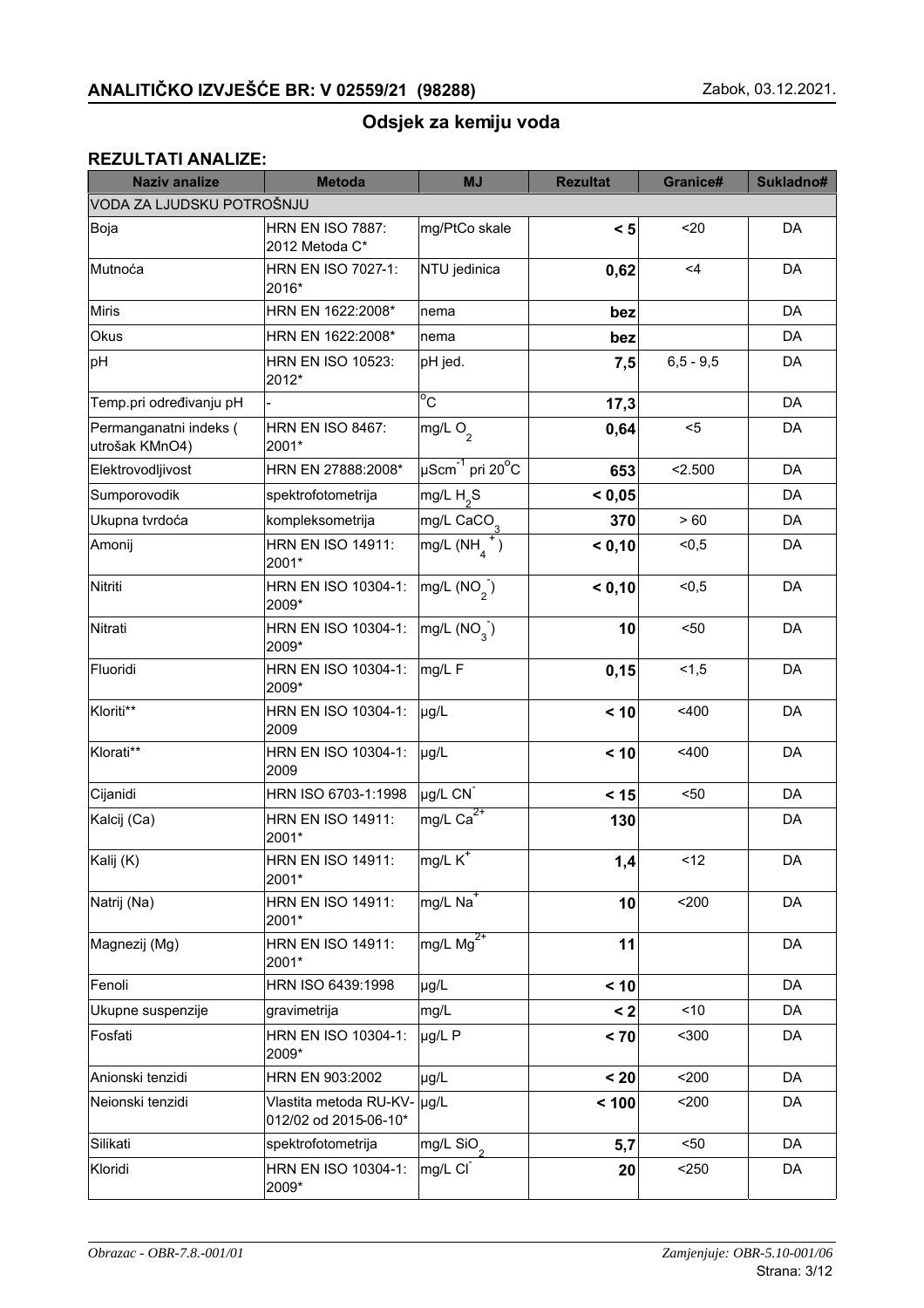## ANALITIČKO IZVJEŠĆE BR: V 02559/21 (98288)

Zabok, 03.12.2021.

### Odsjek za kemiju voda

**REZULTATI ANALIZE:**

| Naziv analize | Metoda | MJ | Rezultat | Granice# | Sukladno# |
|---|---|---|---|---|---|
| VODA ZA LJUDSKU POTROŠNJU | | | | | |
| Boja | HRN EN ISO 7887: 2012 Metoda C* | mg/PtCo skale | **< 5** | <20 | DA |
| Mutnoća | HRN EN ISO 7027-1: 2016* | NTU jedinica | **0,62** | <4 | DA |
| Miris | HRN EN 1622:2008* | nema | **bez** | | DA |
| Okus | HRN EN 1622:2008* | nema | **bez** | | DA |
| pH | HRN EN ISO 10523: 2012* | pH jed. | **7,5** | 6,5 - 9,5 | DA |
| Temp.pri određivanju pH | - | $^{o}C$ | **17,3** | | DA |
| Permanganatni indeks ( utrošak KMnO4) | HRN EN ISO 8467: 2001* | mg/L $O_2$ | **0,64** | <5 | DA |
| Elektrovodljivost | HRN EN 27888:2008* | $\mu Scm^{-1}$ pri $20^{o}C$ | **653** | <2.500 | DA |
| Sumporovodik | spektrofotometrija | mg/L $H_2S$ | **< 0,05** | | DA |
| Ukupna tvrdoća | kompleksometrija | mg/L $CaCO_3$ | **370** | > 60 | DA |
| Amonij | HRN EN ISO 14911: 2001* | mg/L ($NH_4^+$) | **< 0,10** | <0,5 | DA |
| Nitriti | HRN EN ISO 10304-1: 2009* | mg/L ($NO_2^-$) | **< 0,10** | <0,5 | DA |
| Nitrati | HRN EN ISO 10304-1: 2009* | mg/L ($NO_3^-$) | **10** | <50 | DA |
| Fluoridi | HRN EN ISO 10304-1: 2009* | mg/L F | **0,15** | <1,5 | DA |
| Kloriti** | HRN EN ISO 10304-1: 2009 | µg/L | **< 10** | <400 | DA |
| Klorati** | HRN EN ISO 10304-1: 2009 | µg/L | **< 10** | <400 | DA |
| Cijanidi | HRN ISO 6703-1:1998 | µg/L $CN^-$ | **< 15** | <50 | DA |
| Kalcij (Ca) | HRN EN ISO 14911: 2001* | mg/L $Ca^{2+}$ | **130** | | DA |
| Kalij (K) | HRN EN ISO 14911: 2001* | mg/L $K^+$ | **1,4** | <12 | DA |
| Natrij (Na) | HRN EN ISO 14911: 2001* | mg/L $Na^+$ | **10** | <200 | DA |
| Magnezij (Mg) | HRN EN ISO 14911: 2001* | mg/L $Mg^{2+}$ | **11** | | DA |
| Fenoli | HRN ISO 6439:1998 | µg/L | **< 10** | | DA |
| Ukupne suspenzije | gravimetrija | mg/L | **< 2** | <10 | DA |
| Fosfati | HRN EN ISO 10304-1: 2009* | µg/L P | **< 70** | <300 | DA |
| Anionski tenzidi | HRN EN 903:2002 | µg/L | **< 20** | <200 | DA |
| Neionski tenzidi | Vlastita metoda RU-KV-012/02 od 2015-06-10* | µg/L | **< 100** | <200 | DA |
| Silikati | spektrofotometrija | mg/L $SiO_2$ | **5,7** | <50 | DA |
| Kloridi | HRN EN ISO 10304-1: 2009* | mg/L $Cl^-$ | **20** | <250 | DA |

*Obrazac - OBR-7.8.-001/01*

*Zamjenjuje: OBR-5.10-001/06*